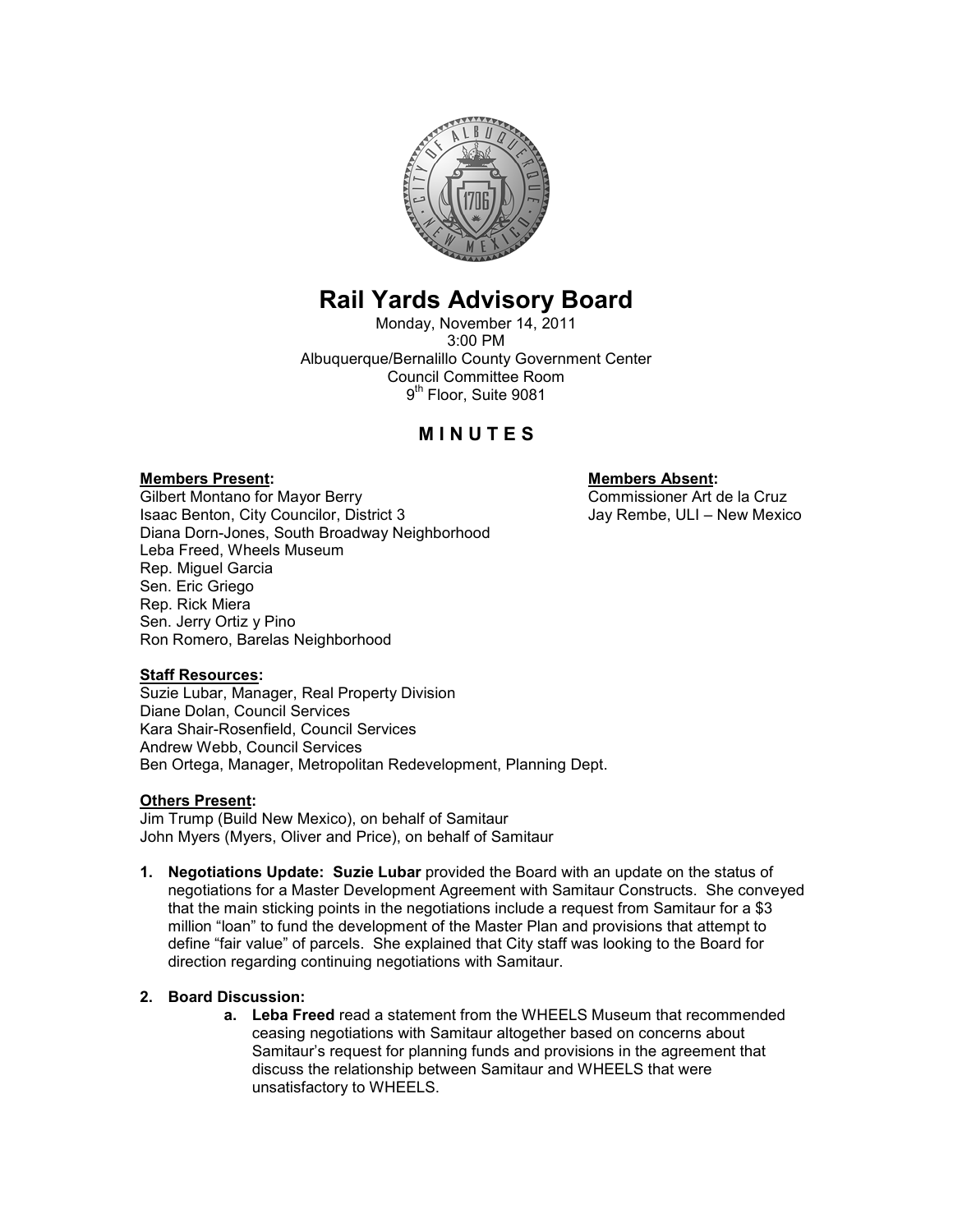# Rail Yards Advisory Board

Monday, November 14, 2011
3:00 PM
Albuquerque/Bernalillo County Government Center
Council Committee Room
9th Floor, Suite 9081

## M I N U T E S

**Members Present:**
Gilbert Montano for Mayor Berry
Isaac Benton, City Councilor, District 3
Diana Dorn-Jones, South Broadway Neighborhood
Leba Freed, Wheels Museum
Rep. Miguel Garcia
Sen. Eric Griego
Rep. Rick Miera
Sen. Jerry Ortiz y Pino
Ron Romero, Barelas Neighborhood

**Members Absent:**
Commissioner Art de la Cruz
Jay Rembe, ULI – New Mexico

**Staff Resources:**
Suzie Lubar, Manager, Real Property Division
Diane Dolan, Council Services
Kara Shair-Rosenfield, Council Services
Andrew Webb, Council Services
Ben Ortega, Manager, Metropolitan Redevelopment, Planning Dept.

**Others Present:**
Jim Trump (Build New Mexico), on behalf of Samitaur
John Myers (Myers, Oliver and Price), on behalf of Samitaur

1. **Negotiations Update: Suzie Lubar** provided the Board with an update on the status of negotiations for a Master Development Agreement with Samitaur Constructs. She conveyed that the main sticking points in the negotiations include a request from Samitaur for a $3 million "loan" to fund the development of the Master Plan and provisions that attempt to define "fair value" of parcels. She explained that City staff was looking to the Board for direction regarding continuing negotiations with Samitaur.

2. **Board Discussion:**
   a. **Leba Freed** read a statement from the WHEELS Museum that recommended ceasing negotiations with Samitaur altogether based on concerns about Samitaur's request for planning funds and provisions in the agreement that discuss the relationship between Samitaur and WHEELS that were unsatisfactory to WHEELS.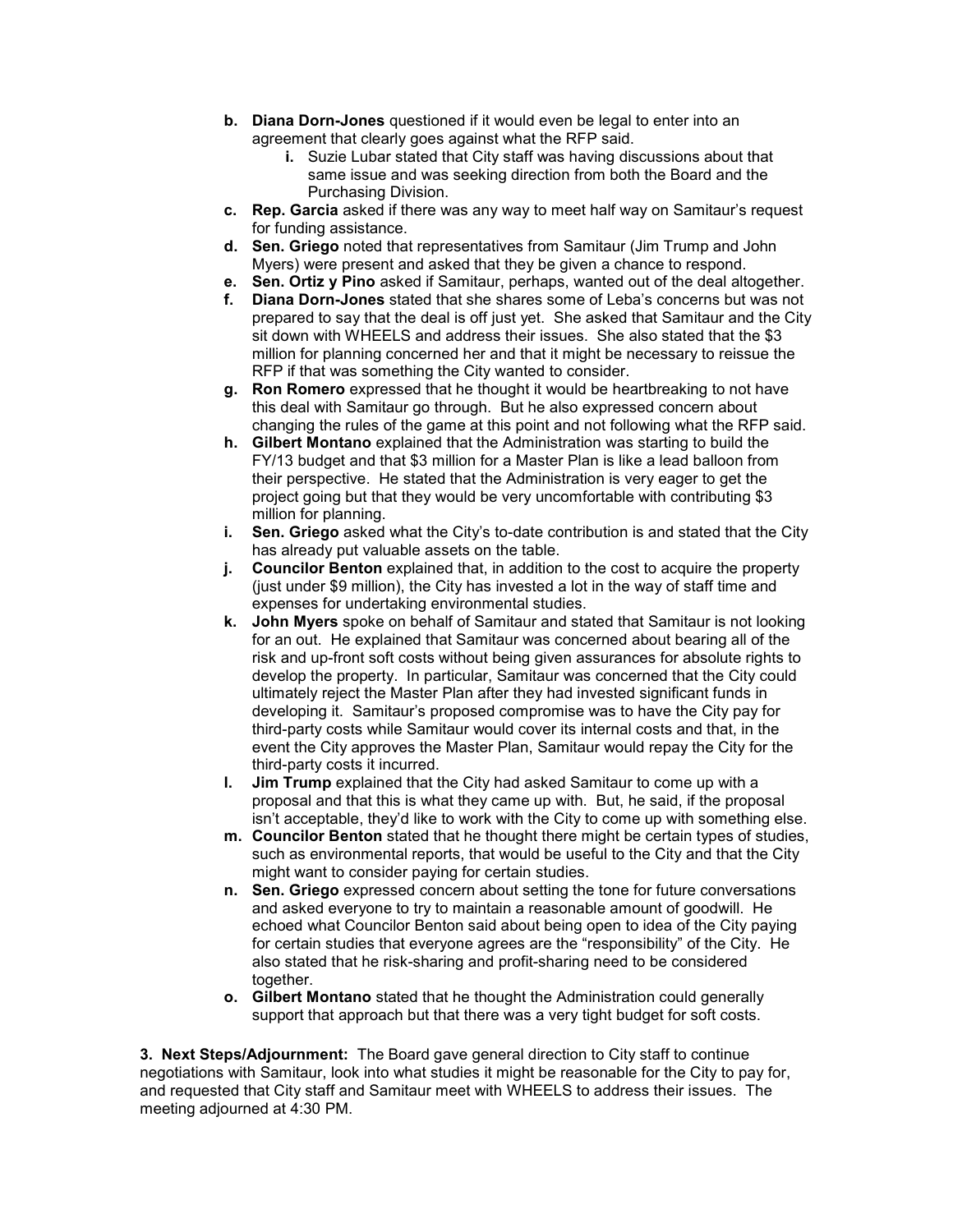b. **Diana Dorn-Jones** questioned if it would even be legal to enter into an agreement that clearly goes against what the RFP said.
   i. Suzie Lubar stated that City staff was having discussions about that same issue and was seeking direction from both the Board and the Purchasing Division.

c. **Rep. Garcia** asked if there was any way to meet half way on Samitaur's request for funding assistance.

d. **Sen. Griego** noted that representatives from Samitaur (Jim Trump and John Myers) were present and asked that they be given a chance to respond.

e. **Sen. Ortiz y Pino** asked if Samitaur, perhaps, wanted out of the deal altogether.

f. **Diana Dorn-Jones** stated that she shares some of Leba's concerns but was not prepared to say that the deal is off just yet. She asked that Samitaur and the City sit down with WHEELS and address their issues. She also stated that the $3 million for planning concerned her and that it might be necessary to reissue the RFP if that was something the City wanted to consider.

g. **Ron Romero** expressed that he thought it would be heartbreaking to not have this deal with Samitaur go through. But he also expressed concern about changing the rules of the game at this point and not following what the RFP said.

h. **Gilbert Montano** explained that the Administration was starting to build the FY/13 budget and that $3 million for a Master Plan is like a lead balloon from their perspective. He stated that the Administration is very eager to get the project going but that they would be very uncomfortable with contributing $3 million for planning.

i. **Sen. Griego** asked what the City's to-date contribution is and stated that the City has already put valuable assets on the table.

j. **Councilor Benton** explained that, in addition to the cost to acquire the property (just under $9 million), the City has invested a lot in the way of staff time and expenses for undertaking environmental studies.

k. **John Myers** spoke on behalf of Samitaur and stated that Samitaur is not looking for an out. He explained that Samitaur was concerned about bearing all of the risk and up-front soft costs without being given assurances for absolute rights to develop the property. In particular, Samitaur was concerned that the City could ultimately reject the Master Plan after they had invested significant funds in developing it. Samitaur's proposed compromise was to have the City pay for third-party costs while Samitaur would cover its internal costs and that, in the event the City approves the Master Plan, Samitaur would repay the City for the third-party costs it incurred.

l. **Jim Trump** explained that the City had asked Samitaur to come up with a proposal and that this is what they came up with. But, he said, if the proposal isn't acceptable, they'd like to work with the City to come up with something else.

m. **Councilor Benton** stated that he thought there might be certain types of studies, such as environmental reports, that would be useful to the City and that the City might want to consider paying for certain studies.

n. **Sen. Griego** expressed concern about setting the tone for future conversations and asked everyone to try to maintain a reasonable amount of goodwill. He echoed what Councilor Benton said about being open to idea of the City paying for certain studies that everyone agrees are the "responsibility" of the City. He also stated that he risk-sharing and profit-sharing need to be considered together.

o. **Gilbert Montano** stated that he thought the Administration could generally support that approach but that there was a very tight budget for soft costs.

**3. Next Steps/Adjournment:** The Board gave general direction to City staff to continue negotiations with Samitaur, look into what studies it might be reasonable for the City to pay for, and requested that City staff and Samitaur meet with WHEELS to address their issues. The meeting adjourned at 4:30 PM.